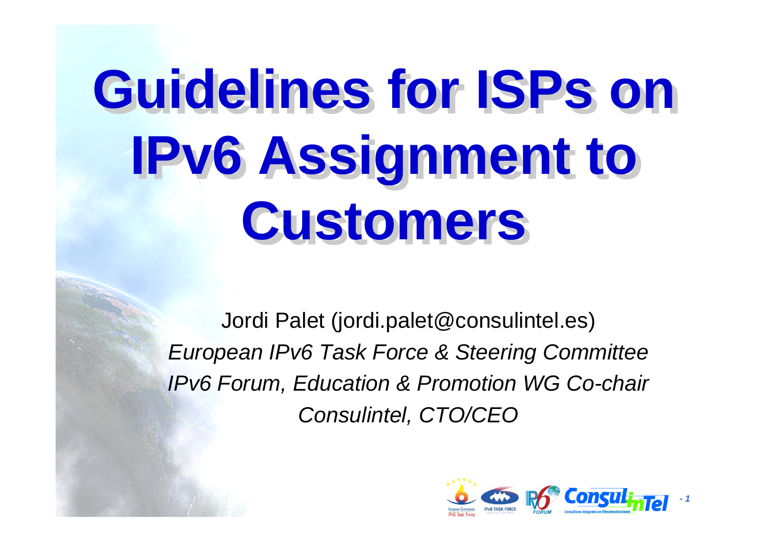# Guidelines for ISPs on IPv6 Assignment to Customers

Jordi Palet (jordi.palet@consulintel.es)

*European IPv6 Task Force & Steering Committee*

*IPv6 Forum, Education & Promotion WG Co-chair*

*Consulintel, CTO/CEO*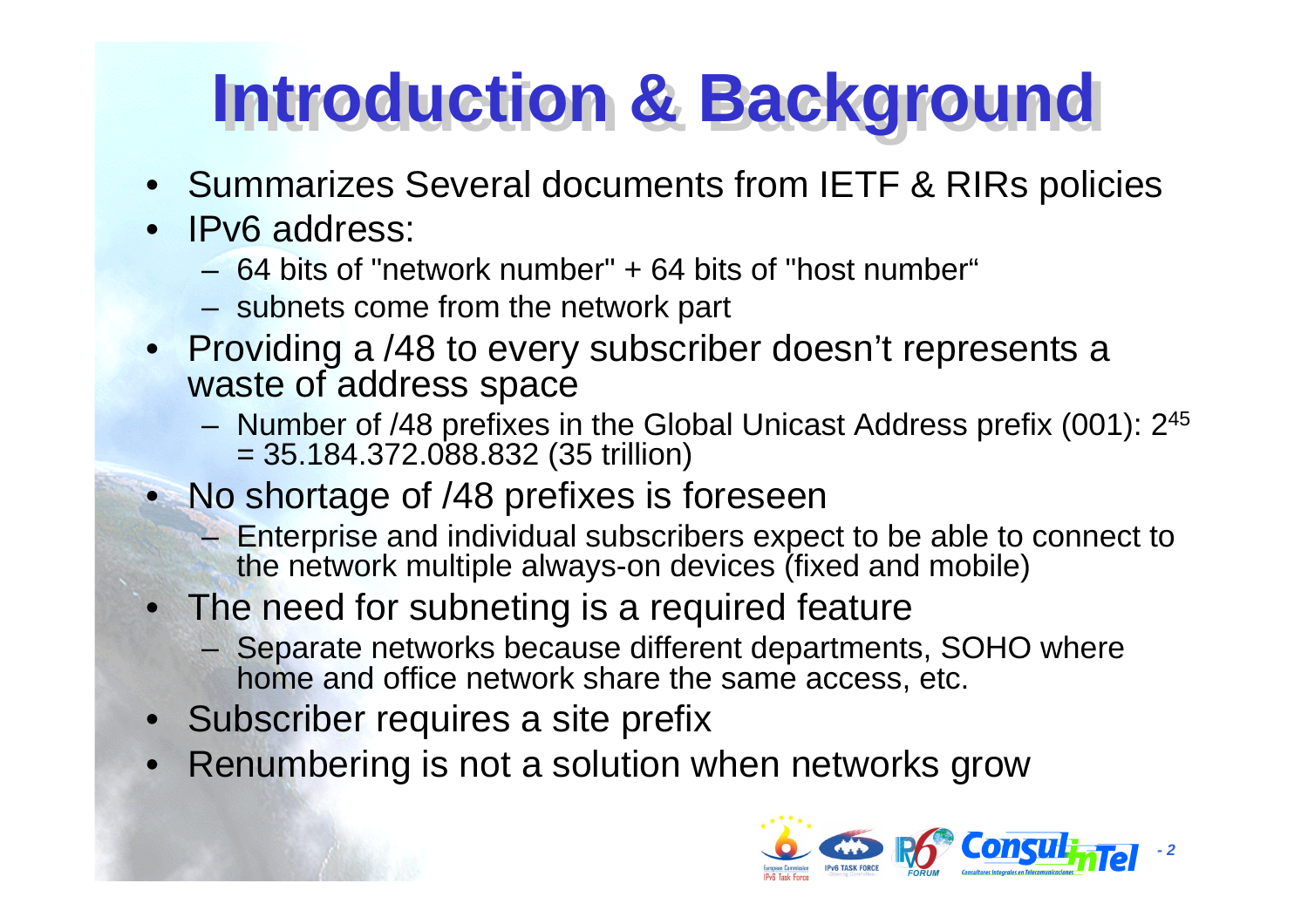# Introduction & Background

- Summarizes Several documents from IETF & RIRs policies
- IPv6 address:
  - 64 bits of "network number" + 64 bits of "host number“
  - subnets come from the network part
- Providing a /48 to every subscriber doesn’t represents a waste of address space
  - Number of /48 prefixes in the Global Unicast Address prefix (001): $2^{45}$ = 35.184.372.088.832 (35 trillion)
- No shortage of /48 prefixes is foreseen
  - Enterprise and individual subscribers expect to be able to connect to the network multiple always-on devices (fixed and mobile)
- The need for subneting is a required feature
  - Separate networks because different departments, SOHO where home and office network share the same access, etc.
- Subscriber requires a site prefix
- Renumbering is not a solution when networks grow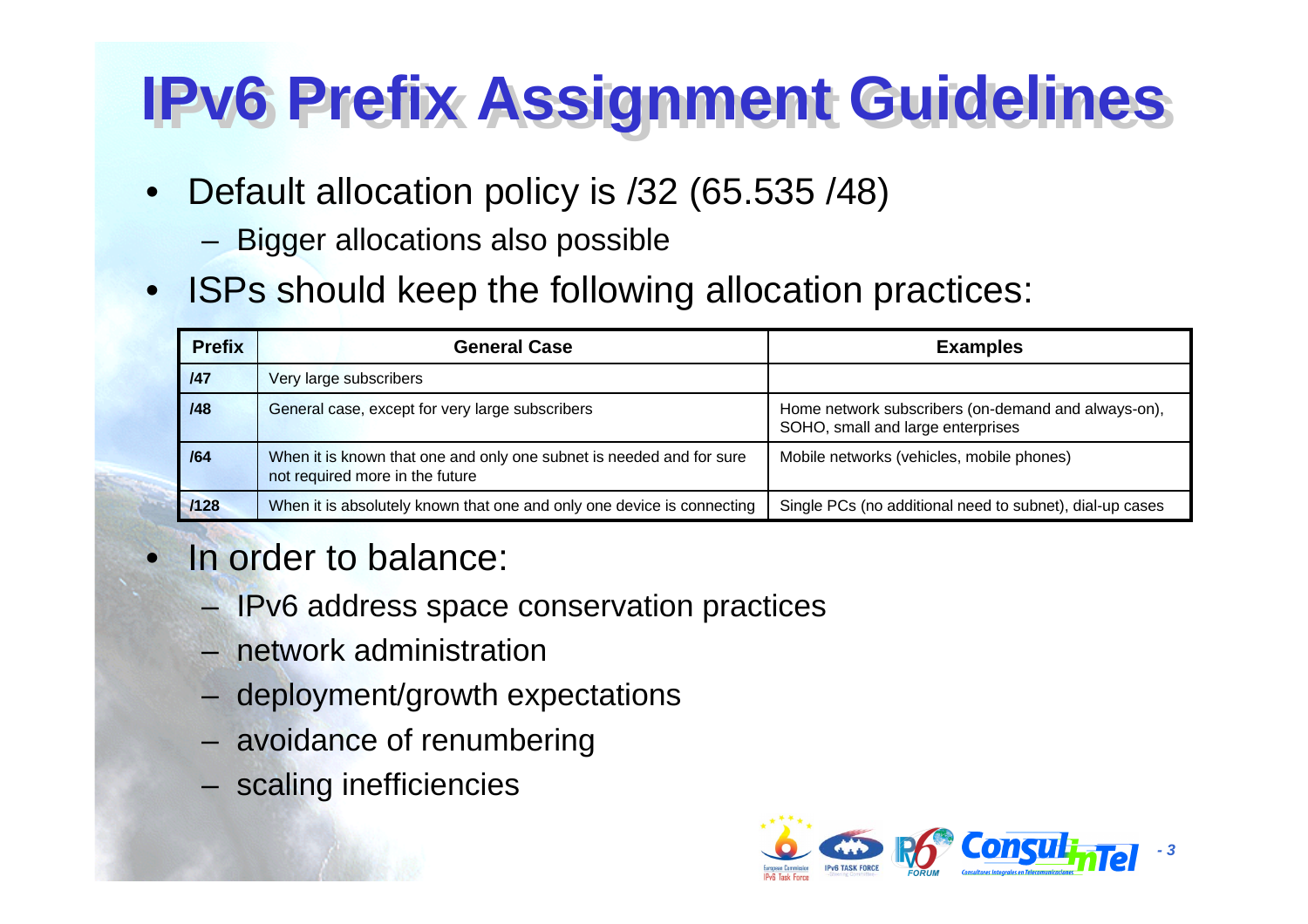# IPv6 Prefix Assignment Guidelines

- Default allocation policy is /32 (65.535 /48)
  - Bigger allocations also possible
- ISPs should keep the following allocation practices:

| Prefix | General Case | Examples |
|---|---|---|
| /47 | Very large subscribers | |
| /48 | General case, except for very large subscribers | Home network subscribers (on-demand and always-on), SOHO, small and large enterprises |
| /64 | When it is known that one and only one subnet is needed and for sure not required more in the future | Mobile networks (vehicles, mobile phones) |
| /128 | When it is absolutely known that one and only one device is connecting | Single PCs (no additional need to subnet), dial-up cases |

- In order to balance:
  - IPv6 address space conservation practices
  - network administration
  - deployment/growth expectations
  - avoidance of renumbering
  - scaling inefficiencies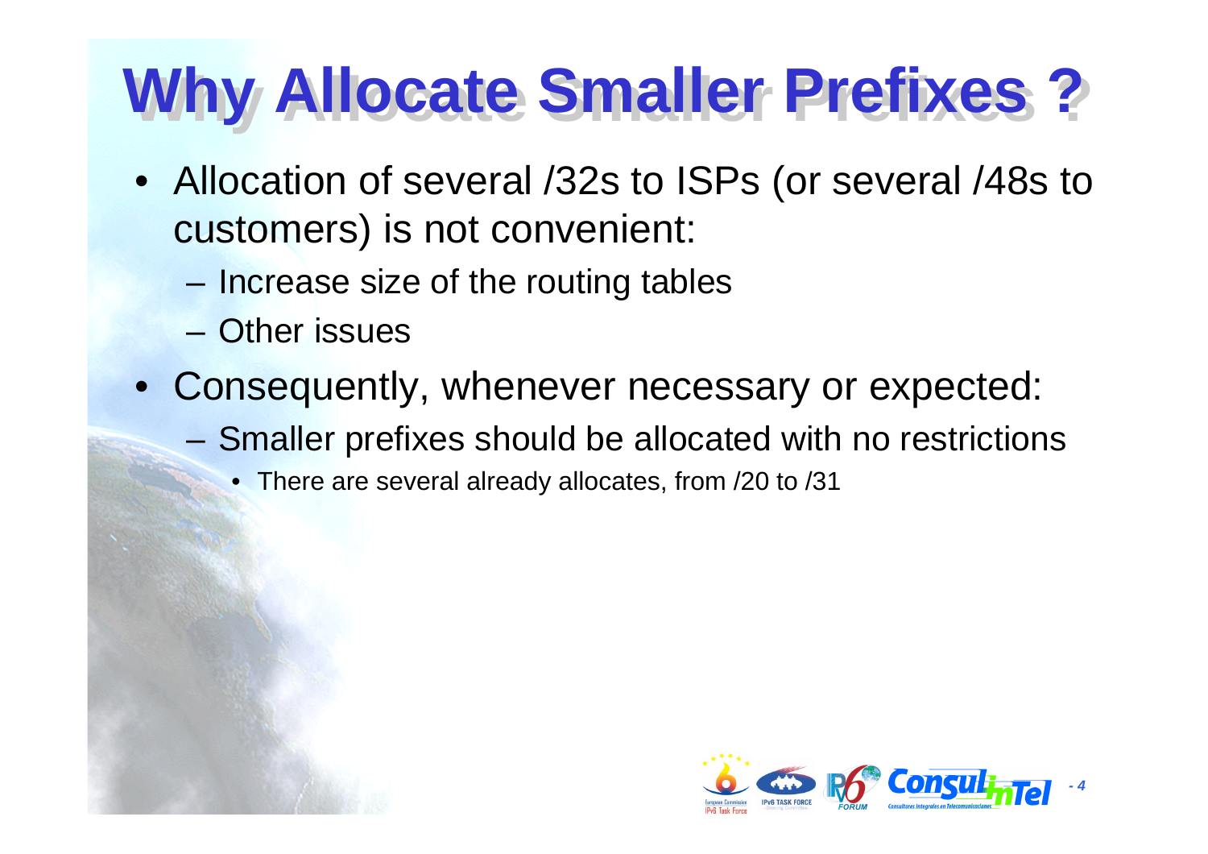# Why Allocate Smaller Prefixes ?

- Allocation of several /32s to ISPs (or several /48s to customers) is not convenient:
  - Increase size of the routing tables
  - Other issues
- Consequently, whenever necessary or expected:
  - Smaller prefixes should be allocated with no restrictions
    - There are several already allocates, from /20 to /31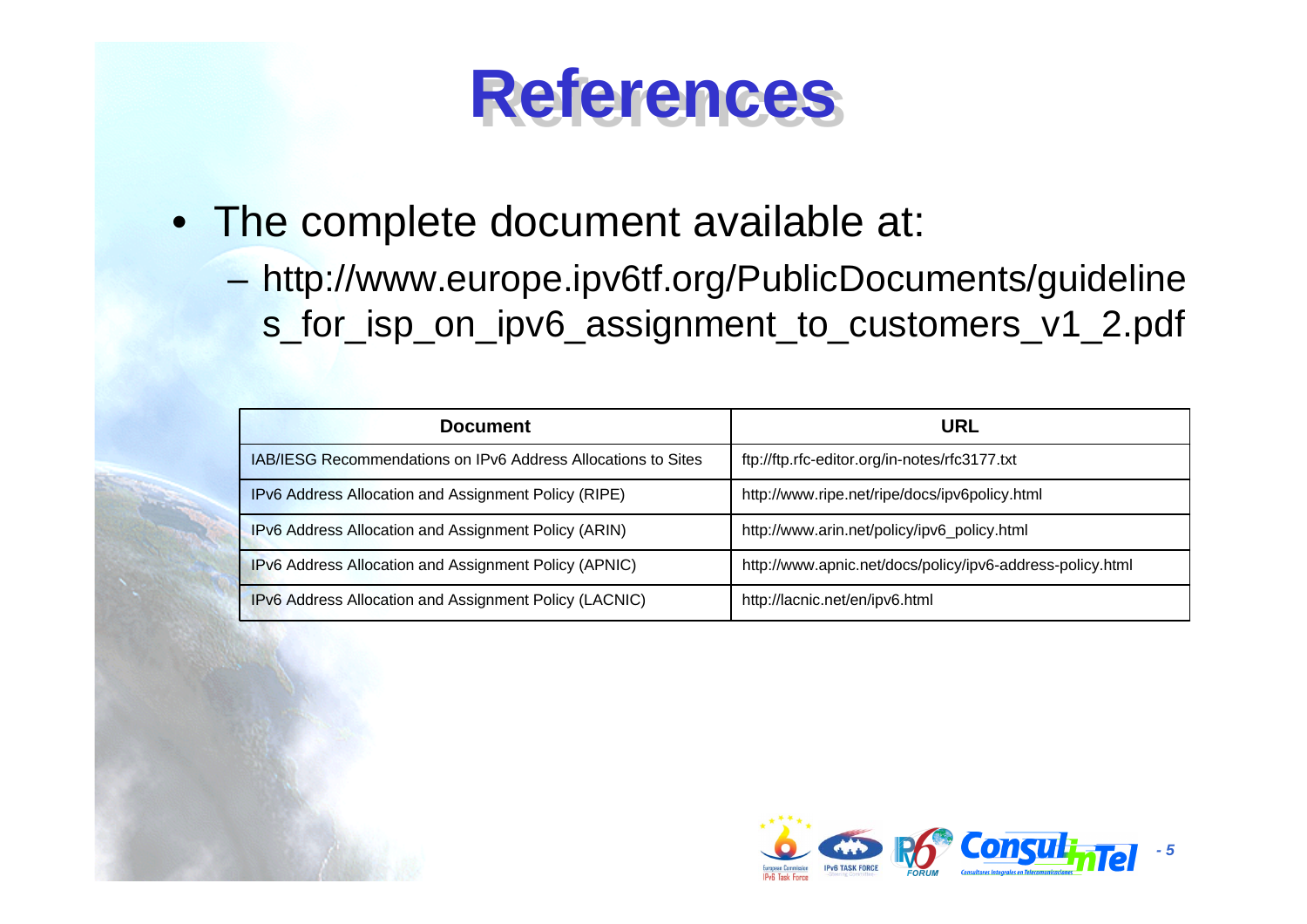# References

- The complete document available at:
  - http://www.europe.ipv6tf.org/PublicDocuments/guidelines_for_isp_on_ipv6_assignment_to_customers_v1_2.pdf

| Document | URL |
| --- | --- |
| IAB/IESG Recommendations on IPv6 Address Allocations to Sites | ftp://ftp.rfc-editor.org/in-notes/rfc3177.txt |
| IPv6 Address Allocation and Assignment Policy (RIPE) | http://www.ripe.net/ripe/docs/ipv6policy.html |
| IPv6 Address Allocation and Assignment Policy (ARIN) | http://www.arin.net/policy/ipv6_policy.html |
| IPv6 Address Allocation and Assignment Policy (APNIC) | http://www.apnic.net/docs/policy/ipv6-address-policy.html |
| IPv6 Address Allocation and Assignment Policy (LACNIC) | http://lacnic.net/en/ipv6.html |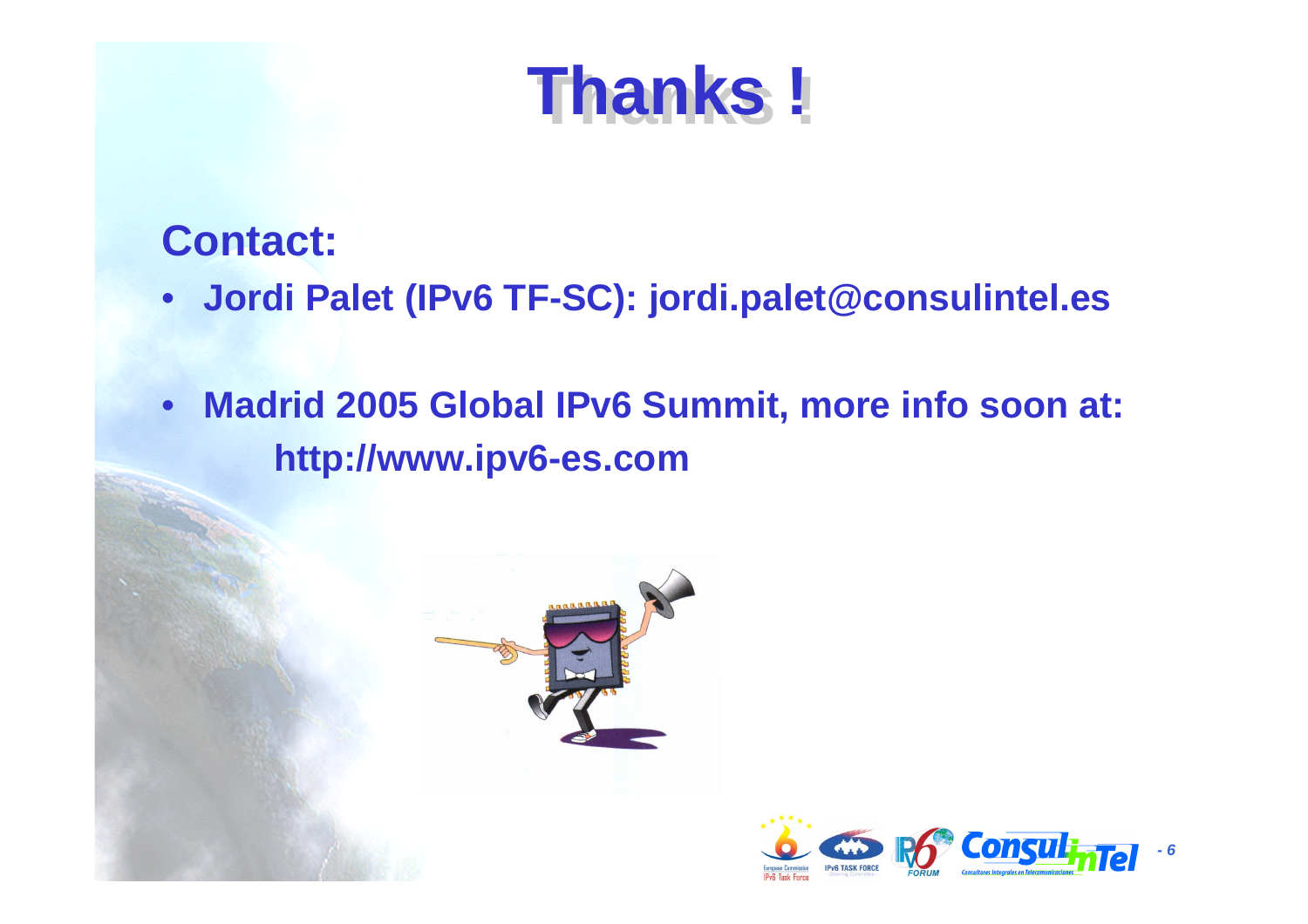# Thanks !

## Contact:

- **Jordi Palet (IPv6 TF-SC): jordi.palet@consulintel.es**

- **Madrid 2005 Global IPv6 Summit, more info soon at:**
  **http://www.ipv6-es.com**